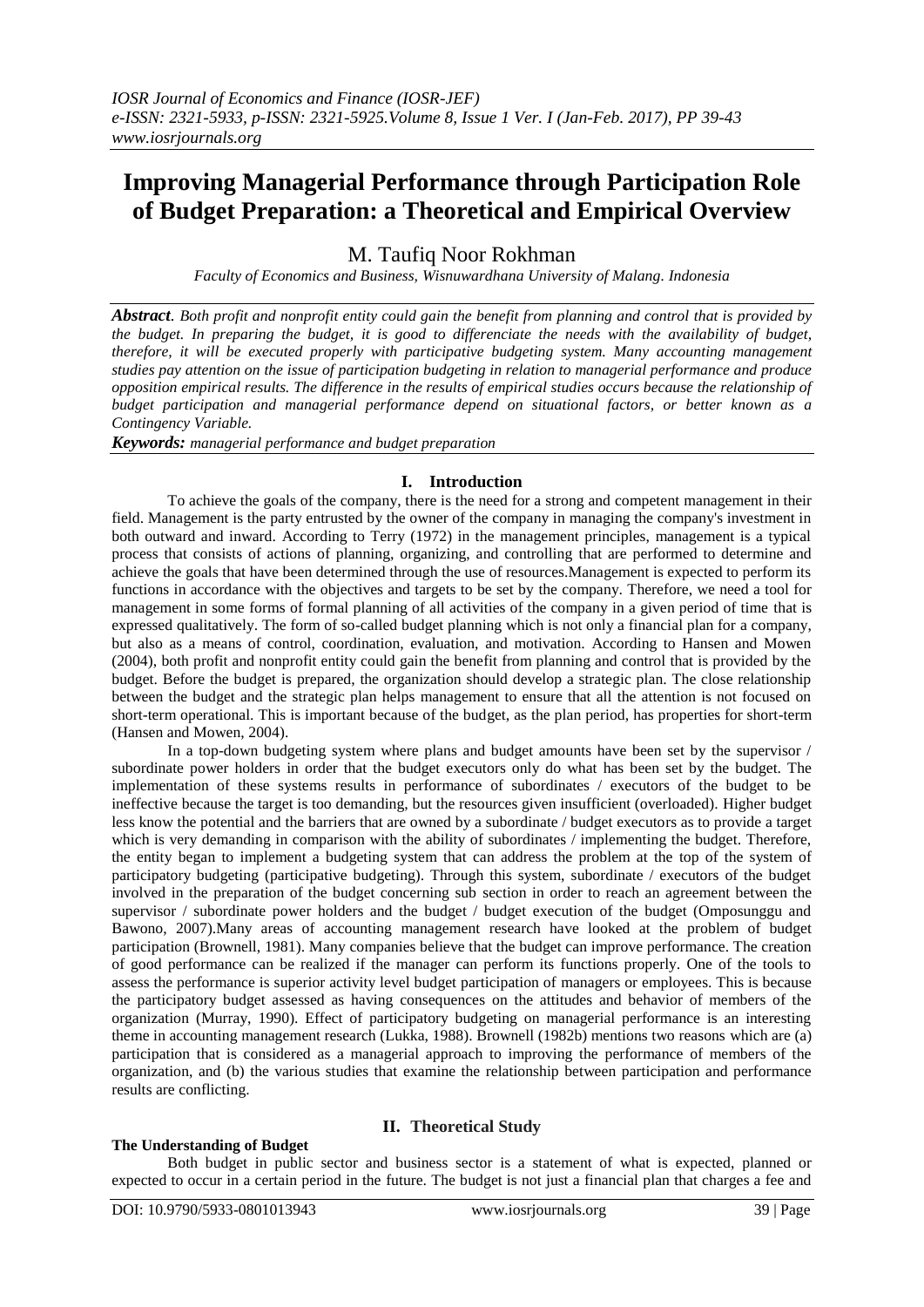# Improving Managerial Performance through Participation Role of Budget Preparation: a Theoretical and Empirical Overview

M. Taufiq Noor Rokhman

*Faculty of Economics and Business, Wisnuwardhana University of Malang. Indonesia*

***Abstract.*** *Both profit and nonprofit entity could gain the benefit from planning and control that is provided by the budget. In preparing the budget, it is good to differenciate the needs with the availability of budget, therefore, it will be executed properly with participative budgeting system. Many accounting management studies pay attention on the issue of participation budgeting in relation to managerial performance and produce opposition empirical results. The difference in the results of empirical studies occurs because the relationship of budget participation and managerial performance depend on situational factors, or better known as a Contingency Variable.*

***Keywords:*** *managerial performance and budget preparation*

## I. Introduction

To achieve the goals of the company, there is the need for a strong and competent management in their field. Management is the party entrusted by the owner of the company in managing the company's investment in both outward and inward. According to Terry (1972) in the management principles, management is a typical process that consists of actions of planning, organizing, and controlling that are performed to determine and achieve the goals that have been determined through the use of resources.Management is expected to perform its functions in accordance with the objectives and targets to be set by the company. Therefore, we need a tool for management in some forms of formal planning of all activities of the company in a given period of time that is expressed qualitatively. The form of so-called budget planning which is not only a financial plan for a company, but also as a means of control, coordination, evaluation, and motivation. According to Hansen and Mowen (2004), both profit and nonprofit entity could gain the benefit from planning and control that is provided by the budget. Before the budget is prepared, the organization should develop a strategic plan. The close relationship between the budget and the strategic plan helps management to ensure that all the attention is not focused on short-term operational. This is important because of the budget, as the plan period, has properties for short-term (Hansen and Mowen, 2004).

In a top-down budgeting system where plans and budget amounts have been set by the supervisor / subordinate power holders in order that the budget executors only do what has been set by the budget. The implementation of these systems results in performance of subordinates / executors of the budget to be ineffective because the target is too demanding, but the resources given insufficient (overloaded). Higher budget less know the potential and the barriers that are owned by a subordinate / budget executors as to provide a target which is very demanding in comparison with the ability of subordinates / implementing the budget. Therefore, the entity began to implement a budgeting system that can address the problem at the top of the system of participatory budgeting (participative budgeting). Through this system, subordinate / executors of the budget involved in the preparation of the budget concerning sub section in order to reach an agreement between the supervisor / subordinate power holders and the budget / budget execution of the budget (Omposunggu and Bawono, 2007).Many areas of accounting management research have looked at the problem of budget participation (Brownell, 1981). Many companies believe that the budget can improve performance. The creation of good performance can be realized if the manager can perform its functions properly. One of the tools to assess the performance is superior activity level budget participation of managers or employees. This is because the participatory budget assessed as having consequences on the attitudes and behavior of members of the organization (Murray, 1990). Effect of participatory budgeting on managerial performance is an interesting theme in accounting management research (Lukka, 1988). Brownell (1982b) mentions two reasons which are (a) participation that is considered as a managerial approach to improving the performance of members of the organization, and (b) the various studies that examine the relationship between participation and performance results are conflicting.

## II. Theoretical Study

### The Understanding of Budget

Both budget in public sector and business sector is a statement of what is expected, planned or expected to occur in a certain period in the future. The budget is not just a financial plan that charges a fee and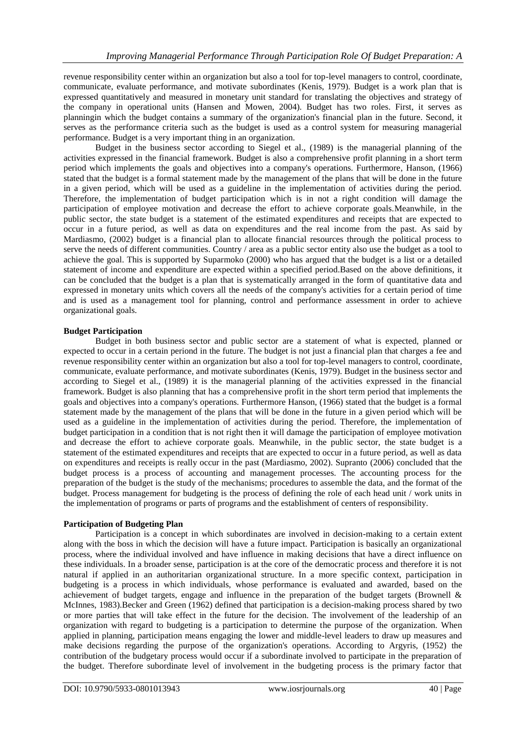revenue responsibility center within an organization but also a tool for top-level managers to control, coordinate, communicate, evaluate performance, and motivate subordinates (Kenis, 1979). Budget is a work plan that is expressed quantitatively and measured in monetary unit standard for translating the objectives and strategy of the company in operational units (Hansen and Mowen, 2004). Budget has two roles. First, it serves as planningin which the budget contains a summary of the organization's financial plan in the future. Second, it serves as the performance criteria such as the budget is used as a control system for measuring managerial performance. Budget is a very important thing in an organization.

Budget in the business sector according to Siegel et al., (1989) is the managerial planning of the activities expressed in the financial framework. Budget is also a comprehensive profit planning in a short term period which implements the goals and objectives into a company's operations. Furthermore, Hanson, (1966) stated that the budget is a formal statement made by the management of the plans that will be done in the future in a given period, which will be used as a guideline in the implementation of activities during the period. Therefore, the implementation of budget participation which is in not a right condition will damage the participation of employee motivation and decrease the effort to achieve corporate goals.Meanwhile, in the public sector, the state budget is a statement of the estimated expenditures and receipts that are expected to occur in a future period, as well as data on expenditures and the real income from the past. As said by Mardiasmo, (2002) budget is a financial plan to allocate financial resources through the political process to serve the needs of different communities. Country / area as a public sector entity also use the budget as a tool to achieve the goal. This is supported by Suparmoko (2000) who has argued that the budget is a list or a detailed statement of income and expenditure are expected within a specified period.Based on the above definitions, it can be concluded that the budget is a plan that is systematically arranged in the form of quantitative data and expressed in monetary units which covers all the needs of the company's activities for a certain period of time and is used as a management tool for planning, control and performance assessment in order to achieve organizational goals.

**Budget Participation**

Budget in both business sector and public sector are a statement of what is expected, planned or expected to occur in a certain periond in the future. The budget is not just a financial plan that charges a fee and revenue responsibility center within an organization but also a tool for top-level managers to control, coordinate, communicate, evaluate performance, and motivate subordinates (Kenis, 1979). Budget in the business sector and according to Siegel et al., (1989) it is the managerial planning of the activities expressed in the financial framework. Budget is also planning that has a comprehensive profit in the short term period that implements the goals and objectives into a company's operations. Furthermore Hanson, (1966) stated that the budget is a formal statement made by the management of the plans that will be done in the future in a given period which will be used as a guideline in the implementation of activities during the period. Therefore, the implementation of budget participation in a condition that is not right then it will damage the participation of employee motivation and decrease the effort to achieve corporate goals. Meanwhile, in the public sector, the state budget is a statement of the estimated expenditures and receipts that are expected to occur in a future period, as well as data on expenditures and receipts is really occur in the past (Mardiasmo, 2002). Supranto (2006) concluded that the budget process is a process of accounting and management processes. The accounting process for the preparation of the budget is the study of the mechanisms; procedures to assemble the data, and the format of the budget. Process management for budgeting is the process of defining the role of each head unit / work units in the implementation of programs or parts of programs and the establishment of centers of responsibility.

**Participation of Budgeting Plan**

Participation is a concept in which subordinates are involved in decision-making to a certain extent along with the boss in which the decision will have a future impact. Participation is basically an organizational process, where the individual involved and have influence in making decisions that have a direct influence on these individuals. In a broader sense, participation is at the core of the democratic process and therefore it is not natural if applied in an authoritarian organizational structure. In a more specific context, participation in budgeting is a process in which individuals, whose performance is evaluated and awarded, based on the achievement of budget targets, engage and influence in the preparation of the budget targets (Brownell & McInnes, 1983).Becker and Green (1962) defined that participation is a decision-making process shared by two or more parties that will take effect in the future for the decision. The involvement of the leadership of an organization with regard to budgeting is a participation to determine the purpose of the organization. When applied in planning, participation means engaging the lower and middle-level leaders to draw up measures and make decisions regarding the purpose of the organization's operations. According to Argyris, (1952) the contribution of the budgetary process would occur if a subordinate involved to participate in the preparation of the budget. Therefore subordinate level of involvement in the budgeting process is the primary factor that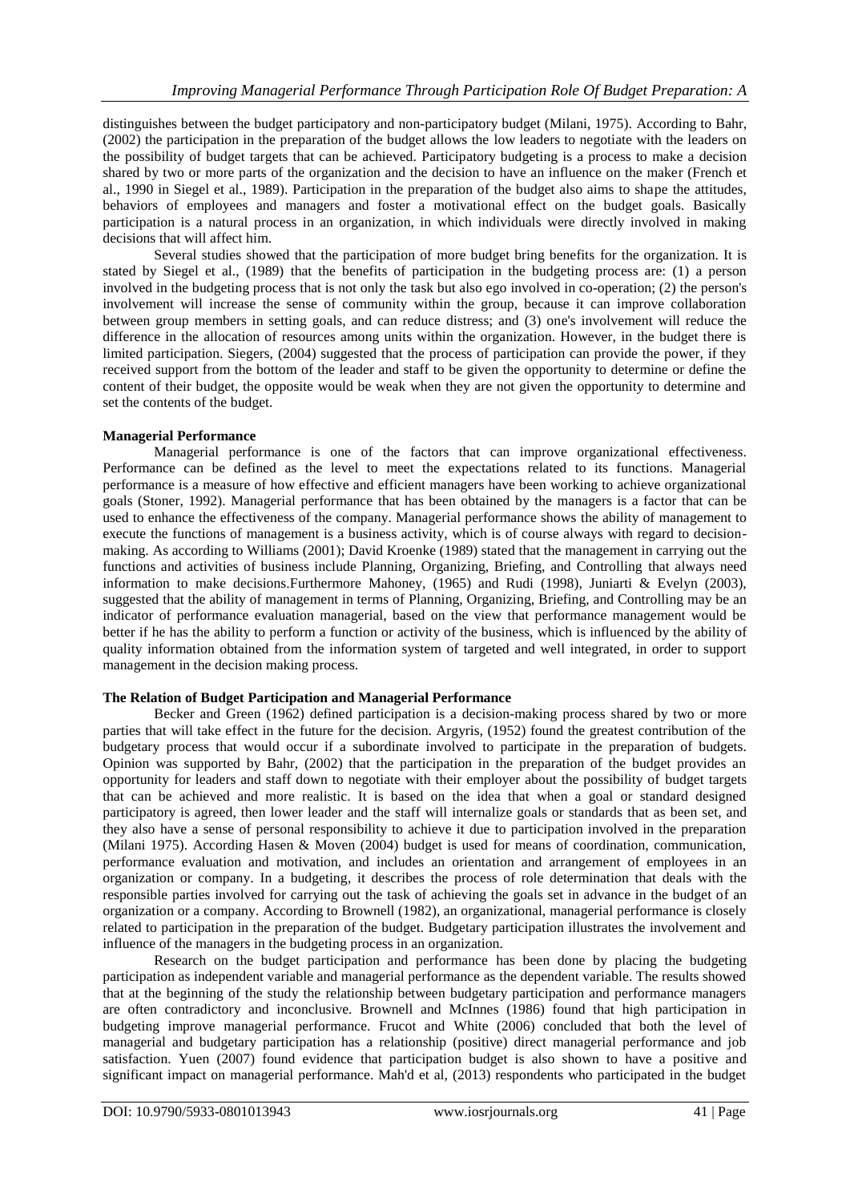distinguishes between the budget participatory and non-participatory budget (Milani, 1975). According to Bahr, (2002) the participation in the preparation of the budget allows the low leaders to negotiate with the leaders on the possibility of budget targets that can be achieved. Participatory budgeting is a process to make a decision shared by two or more parts of the organization and the decision to have an influence on the maker (French et al., 1990 in Siegel et al., 1989). Participation in the preparation of the budget also aims to shape the attitudes, behaviors of employees and managers and foster a motivational effect on the budget goals. Basically participation is a natural process in an organization, in which individuals were directly involved in making decisions that will affect him.

Several studies showed that the participation of more budget bring benefits for the organization. It is stated by Siegel et al., (1989) that the benefits of participation in the budgeting process are: (1) a person involved in the budgeting process that is not only the task but also ego involved in co-operation; (2) the person's involvement will increase the sense of community within the group, because it can improve collaboration between group members in setting goals, and can reduce distress; and (3) one's involvement will reduce the difference in the allocation of resources among units within the organization. However, in the budget there is limited participation. Siegers, (2004) suggested that the process of participation can provide the power, if they received support from the bottom of the leader and staff to be given the opportunity to determine or define the content of their budget, the opposite would be weak when they are not given the opportunity to determine and set the contents of the budget.

**Managerial Performance**

Managerial performance is one of the factors that can improve organizational effectiveness. Performance can be defined as the level to meet the expectations related to its functions. Managerial performance is a measure of how effective and efficient managers have been working to achieve organizational goals (Stoner, 1992). Managerial performance that has been obtained by the managers is a factor that can be used to enhance the effectiveness of the company. Managerial performance shows the ability of management to execute the functions of management is a business activity, which is of course always with regard to decision-making. As according to Williams (2001); David Kroenke (1989) stated that the management in carrying out the functions and activities of business include Planning, Organizing, Briefing, and Controlling that always need information to make decisions.Furthermore Mahoney, (1965) and Rudi (1998), Juniarti & Evelyn (2003), suggested that the ability of management in terms of Planning, Organizing, Briefing, and Controlling may be an indicator of performance evaluation managerial, based on the view that performance management would be better if he has the ability to perform a function or activity of the business, which is influenced by the ability of quality information obtained from the information system of targeted and well integrated, in order to support management in the decision making process.

**The Relation of Budget Participation and Managerial Performance**

Becker and Green (1962) defined participation is a decision-making process shared by two or more parties that will take effect in the future for the decision. Argyris, (1952) found the greatest contribution of the budgetary process that would occur if a subordinate involved to participate in the preparation of budgets. Opinion was supported by Bahr, (2002) that the participation in the preparation of the budget provides an opportunity for leaders and staff down to negotiate with their employer about the possibility of budget targets that can be achieved and more realistic. It is based on the idea that when a goal or standard designed participatory is agreed, then lower leader and the staff will internalize goals or standards that as been set, and they also have a sense of personal responsibility to achieve it due to participation involved in the preparation (Milani 1975). According Hasen & Moven (2004) budget is used for means of coordination, communication, performance evaluation and motivation, and includes an orientation and arrangement of employees in an organization or company. In a budgeting, it describes the process of role determination that deals with the responsible parties involved for carrying out the task of achieving the goals set in advance in the budget of an organization or a company. According to Brownell (1982), an organizational, managerial performance is closely related to participation in the preparation of the budget. Budgetary participation illustrates the involvement and influence of the managers in the budgeting process in an organization.

Research on the budget participation and performance has been done by placing the budgeting participation as independent variable and managerial performance as the dependent variable. The results showed that at the beginning of the study the relationship between budgetary participation and performance managers are often contradictory and inconclusive. Brownell and McInnes (1986) found that high participation in budgeting improve managerial performance. Frucot and White (2006) concluded that both the level of managerial and budgetary participation has a relationship (positive) direct managerial performance and job satisfaction. Yuen (2007) found evidence that participation budget is also shown to have a positive and significant impact on managerial performance. Mah'd et al, (2013) respondents who participated in the budget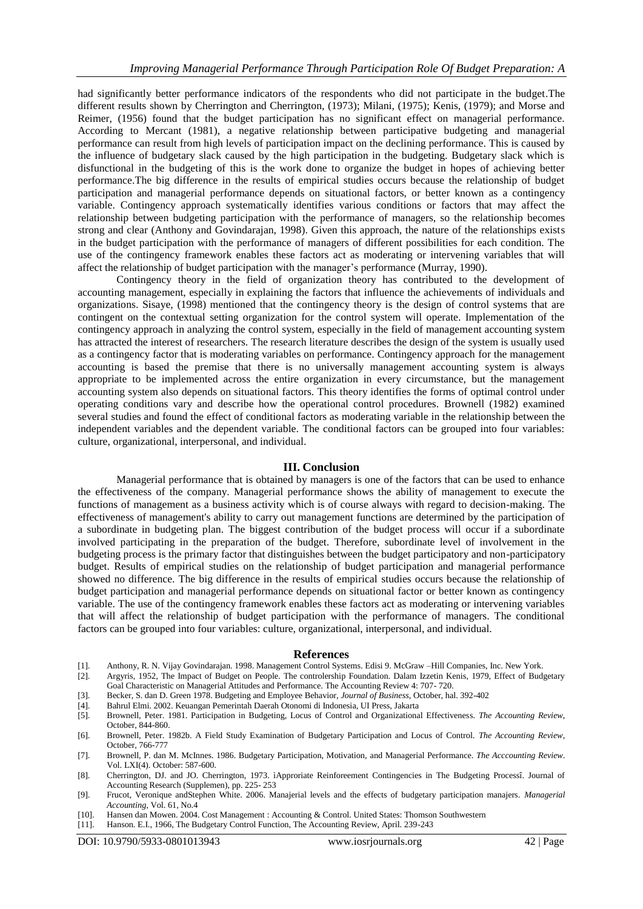had significantly better performance indicators of the respondents who did not participate in the budget.The different results shown by Cherrington and Cherrington, (1973); Milani, (1975); Kenis, (1979); and Morse and Reimer, (1956) found that the budget participation has no significant effect on managerial performance. According to Mercant (1981), a negative relationship between participative budgeting and managerial performance can result from high levels of participation impact on the declining performance. This is caused by the influence of budgetary slack caused by the high participation in the budgeting. Budgetary slack which is disfunctional in the budgeting of this is the work done to organize the budget in hopes of achieving better performance.The big difference in the results of empirical studies occurs because the relationship of budget participation and managerial performance depends on situational factors, or better known as a contingency variable. Contingency approach systematically identifies various conditions or factors that may affect the relationship between budgeting participation with the performance of managers, so the relationship becomes strong and clear (Anthony and Govindarajan, 1998). Given this approach, the nature of the relationships exists in the budget participation with the performance of managers of different possibilities for each condition. The use of the contingency framework enables these factors act as moderating or intervening variables that will affect the relationship of budget participation with the manager's performance (Murray, 1990).

Contingency theory in the field of organization theory has contributed to the development of accounting management, especially in explaining the factors that influence the achievements of individuals and organizations. Sisaye, (1998) mentioned that the contingency theory is the design of control systems that are contingent on the contextual setting organization for the control system will operate. Implementation of the contingency approach in analyzing the control system, especially in the field of management accounting system has attracted the interest of researchers. The research literature describes the design of the system is usually used as a contingency factor that is moderating variables on performance. Contingency approach for the management accounting is based the premise that there is no universally management accounting system is always appropriate to be implemented across the entire organization in every circumstance, but the management accounting system also depends on situational factors. This theory identifies the forms of optimal control under operating conditions vary and describe how the operational control procedures. Brownell (1982) examined several studies and found the effect of conditional factors as moderating variable in the relationship between the independent variables and the dependent variable. The conditional factors can be grouped into four variables: culture, organizational, interpersonal, and individual.

## III. Conclusion

Managerial performance that is obtained by managers is one of the factors that can be used to enhance the effectiveness of the company. Managerial performance shows the ability of management to execute the functions of management as a business activity which is of course always with regard to decision-making. The effectiveness of management's ability to carry out management functions are determined by the participation of a subordinate in budgeting plan. The biggest contribution of the budget process will occur if a subordinate involved participating in the preparation of the budget. Therefore, subordinate level of involvement in the budgeting process is the primary factor that distinguishes between the budget participatory and non-participatory budget. Results of empirical studies on the relationship of budget participation and managerial performance showed no difference. The big difference in the results of empirical studies occurs because the relationship of budget participation and managerial performance depends on situational factor or better known as contingency variable. The use of the contingency framework enables these factors act as moderating or intervening variables that will affect the relationship of budget participation with the performance of managers. The conditional factors can be grouped into four variables: culture, organizational, interpersonal, and individual.

## References

[1]. Anthony, R. N. Vijay Govindarajan. 1998. Management Control Systems. Edisi 9. McGraw –Hill Companies, Inc. New York.

[2]. Argyris, 1952, The Impact of Budget on People. The controlership Foundation. Dalam Izzetin Kenis, 1979, Effect of Budgetary Goal Characteristic on Managerial Attitudes and Performance. The Accounting Review 4: 707- 720.

[3]. Becker, S. dan D. Green 1978. Budgeting and Employee Behavior, *Journal of Business*, October, hal. 392-402

[4]. Bahrul Elmi. 2002. Keuangan Pemerintah Daerah Otonomi di Indonesia, UI Press, Jakarta

[5]. Brownell, Peter. 1981. Participation in Budgeting, Locus of Control and Organizational Effectiveness. *The Accounting Review*, October, 844-860.

[6]. Brownell, Peter. 1982b. A Field Study Examination of Budgetary Participation and Locus of Control. *The Accounting Review*, October, 766-777

[7]. Brownell, P. dan M. McInnes. 1986. Budgetary Participation, Motivation, and Managerial Performance. *The Acccounting Review*. Vol. LXI(4). October: 587-600.

[8]. Cherrington, DJ. and JO. Cherrington, 1973. ìApproriate Reinforeement Contingencies in The Budgeting Processî. Journal of Accounting Research (Supplemen), pp. 225- 253

[9]. Frucot, Veronique andStephen White. 2006. Manajerial levels and the effects of budgetary participation manajers. *Managerial Accounting*, Vol. 61, No.4

[10]. Hansen dan Mowen. 2004. Cost Management : Accounting & Control. United States: Thomson Southwestern

[11]. Hanson. E.I., 1966, The Budgetary Control Function, The Accounting Review, April. 239-243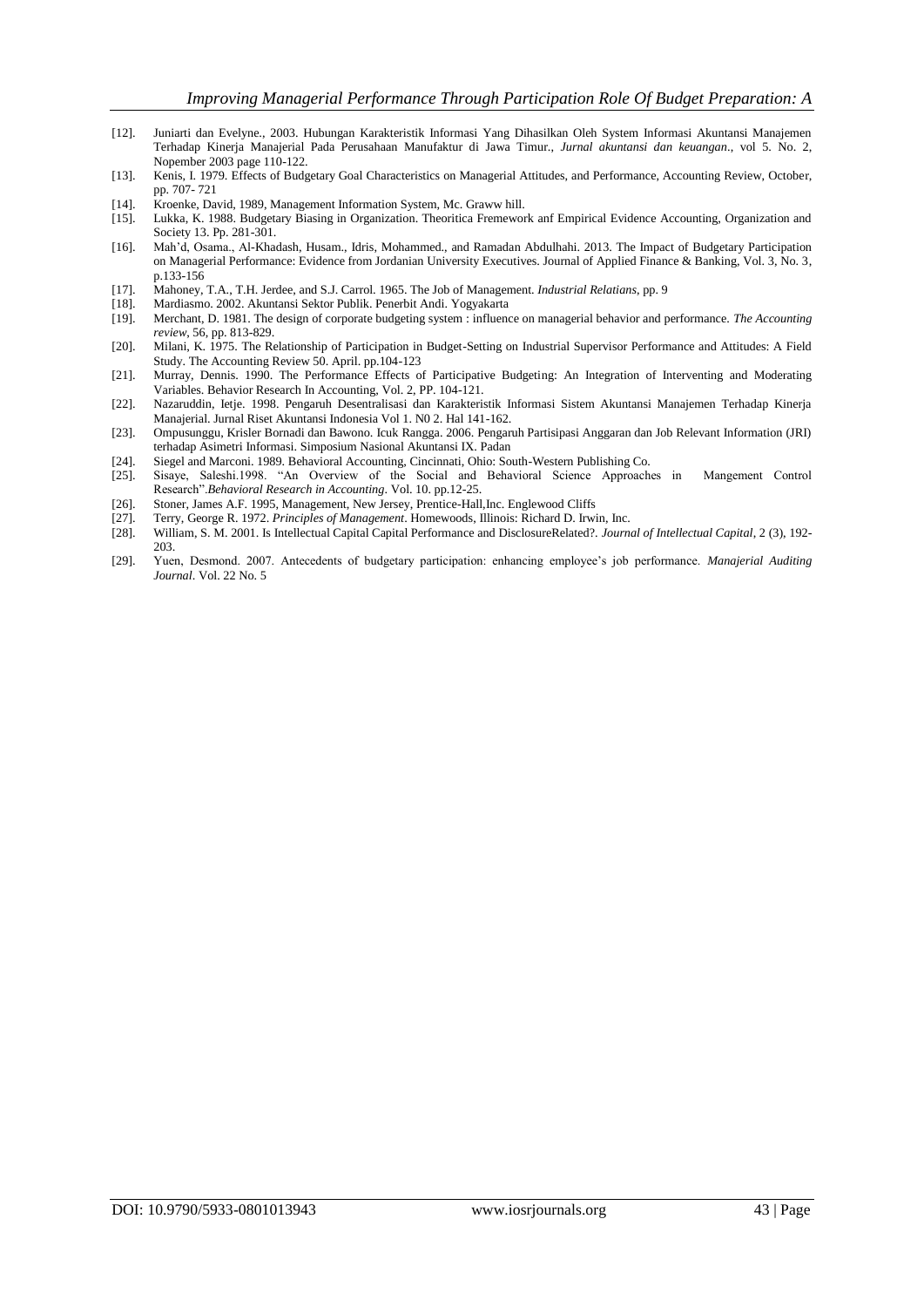[12]. Juniarti dan Evelyne., 2003. Hubungan Karakteristik Informasi Yang Dihasilkan Oleh System Informasi Akuntansi Manajemen Terhadap Kinerja Manajerial Pada Perusahaan Manufaktur di Jawa Timur., *Jurnal akuntansi dan keuangan*., vol 5. No. 2, Nopember 2003 page 110-122.

[13]. Kenis, I. 1979. Effects of Budgetary Goal Characteristics on Managerial Attitudes, and Performance, Accounting Review, October, pp. 707- 721

[14]. Kroenke, David, 1989, Management Information System, Mc. Graww hill.

[15]. Lukka, K. 1988. Budgetary Biasing in Organization. Theoritica Fremework anf Empirical Evidence Accounting, Organization and Society 13. Pp. 281-301.

[16]. Mah'd, Osama., Al-Khadash, Husam., Idris, Mohammed., and Ramadan Abdulhahi. 2013. The Impact of Budgetary Participation on Managerial Performance: Evidence from Jordanian University Executives. Journal of Applied Finance & Banking, Vol. 3, No. 3, p.133-156

[17]. Mahoney, T.A., T.H. Jerdee, and S.J. Carrol. 1965. The Job of Management. *Industrial Relatians*, pp. 9

[18]. Mardiasmo. 2002. Akuntansi Sektor Publik. Penerbit Andi. Yogyakarta

[19]. Merchant, D. 1981. The design of corporate budgeting system : influence on managerial behavior and performance. *The Accounting review*, 56, pp. 813-829.

[20]. Milani, K. 1975. The Relationship of Participation in Budget-Setting on Industrial Supervisor Performance and Attitudes: A Field Study. The Accounting Review 50. April. pp.104-123

[21]. Murray, Dennis. 1990. The Performance Effects of Participative Budgeting: An Integration of Intervening and Moderating Variables. Behavior Research In Accounting, Vol. 2, PP. 104-121.

[22]. Nazaruddin, Ietje. 1998. Pengaruh Desentralisasi dan Karakteristik Informasi Sistem Akuntansi Manajemen Terhadap Kinerja Manajerial. Jurnal Riset Akuntansi Indonesia Vol 1. N0 2. Hal 141-162.

[23]. Ompusunggu, Krisler Bornadi dan Bawono. Icuk Rangga. 2006. Pengaruh Partisipasi Anggaran dan Job Relevant Information (JRI) terhadap Asimetri Informasi. Simposium Nasional Akuntansi IX. Padan

[24]. Siegel and Marconi. 1989. Behavioral Accounting, Cincinnati, Ohio: South-Western Publishing Co.

[25]. Sisaye, Saleshi.1998. "An Overview of the Social and Behavioral Science Approaches in Mangement Control Research".*Behavioral Research in Accounting*. Vol. 10. pp.12-25.

[26]. Stoner, James A.F. 1995, Management, New Jersey, Prentice-Hall,Inc. Englewood Cliffs

[27]. Terry, George R. 1972. *Principles of Management*. Homewoods, Illinois: Richard D. Irwin, Inc.

[28]. William, S. M. 2001. Is Intellectual Capital Capital Performance and DisclosureRelated?. *Journal of Intellectual Capital*, 2 (3), 192-203.

[29]. Yuen, Desmond. 2007. Antecedents of budgetary participation: enhancing employee's job performance. *Manajerial Auditing Journal*. Vol. 22 No. 5